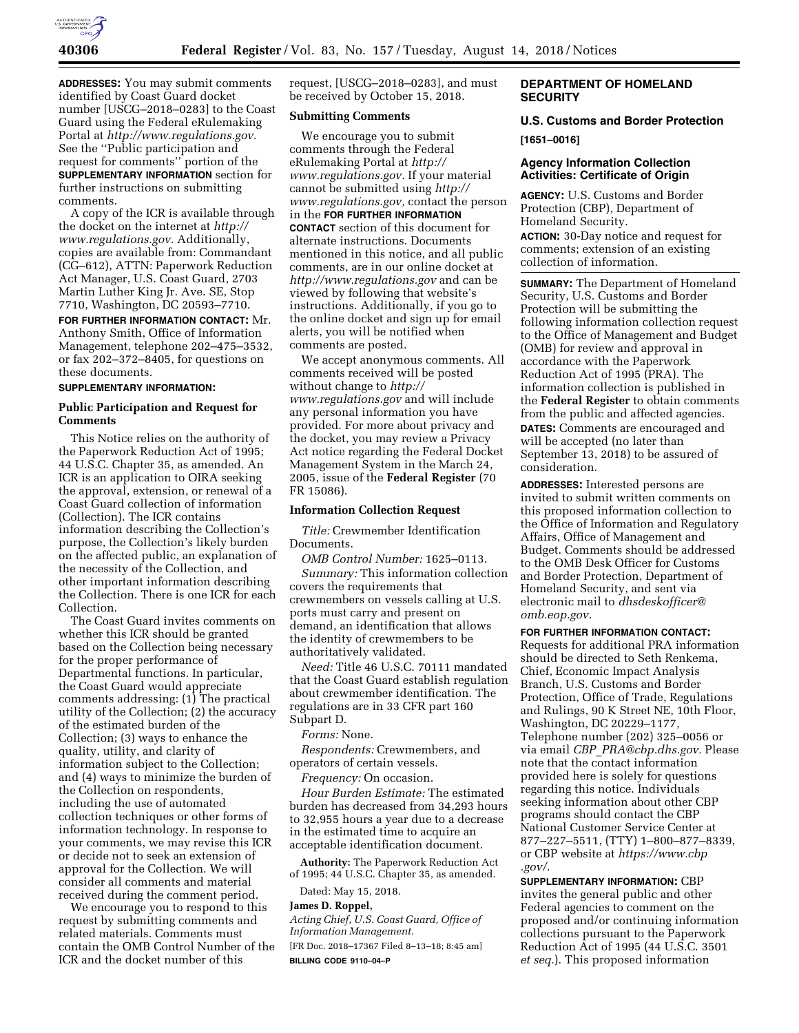**ADDRESSES:** You may submit comments identified by Coast Guard docket number [USCG–2018–0283] to the Coast Guard using the Federal eRulemaking Portal at *http://www.regulations.gov.* See the ''Public participation and request for comments'' portion of the **SUPPLEMENTARY INFORMATION** section for further instructions on submitting comments.

A copy of the ICR is available through the docket on the internet at *http://www.regulations.gov.* Additionally, copies are available from: Commandant (CG–612), ATTN: Paperwork Reduction Act Manager, U.S. Coast Guard, 2703 Martin Luther King Jr. Ave. SE, Stop 7710, Washington, DC 20593–7710.

**FOR FURTHER INFORMATION CONTACT:** Mr. Anthony Smith, Office of Information Management, telephone 202–475–3532, or fax 202–372–8405, for questions on these documents.

**SUPPLEMENTARY INFORMATION:**

## Public Participation and Request for Comments

This Notice relies on the authority of the Paperwork Reduction Act of 1995; 44 U.S.C. Chapter 35, as amended. An ICR is an application to OIRA seeking the approval, extension, or renewal of a Coast Guard collection of information (Collection). The ICR contains information describing the Collection's purpose, the Collection's likely burden on the affected public, an explanation of the necessity of the Collection, and other important information describing the Collection. There is one ICR for each Collection.

The Coast Guard invites comments on whether this ICR should be granted based on the Collection being necessary for the proper performance of Departmental functions. In particular, the Coast Guard would appreciate comments addressing: (1) The practical utility of the Collection; (2) the accuracy of the estimated burden of the Collection; (3) ways to enhance the quality, utility, and clarity of information subject to the Collection; and (4) ways to minimize the burden of the Collection on respondents, including the use of automated collection techniques or other forms of information technology. In response to your comments, we may revise this ICR or decide not to seek an extension of approval for the Collection. We will consider all comments and material received during the comment period.

We encourage you to respond to this request by submitting comments and related materials. Comments must contain the OMB Control Number of the ICR and the docket number of this request, [USCG–2018–0283], and must be received by October 15, 2018.

## Submitting Comments

We encourage you to submit comments through the Federal eRulemaking Portal at *http://www.regulations.gov.* If your material cannot be submitted using *http://www.regulations.gov,* contact the person in the **FOR FURTHER INFORMATION CONTACT** section of this document for alternate instructions. Documents mentioned in this notice, and all public comments, are in our online docket at *http://www.regulations.gov* and can be viewed by following that website's instructions. Additionally, if you go to the online docket and sign up for email alerts, you will be notified when comments are posted.

We accept anonymous comments. All comments received will be posted without change to *http://www.regulations.gov* and will include any personal information you have provided. For more about privacy and the docket, you may review a Privacy Act notice regarding the Federal Docket Management System in the March 24, 2005, issue of the **Federal Register** (70 FR 15086).

## Information Collection Request

*Title:* Crewmember Identification Documents.

*OMB Control Number:* 1625–0113.

*Summary:* This information collection covers the requirements that crewmembers on vessels calling at U.S. ports must carry and present on demand, an identification that allows the identity of crewmembers to be authoritatively validated.

*Need:* Title 46 U.S.C. 70111 mandated that the Coast Guard establish regulation about crewmember identification. The regulations are in 33 CFR part 160 Subpart D.

*Forms:* None.

*Respondents:* Crewmembers, and operators of certain vessels.

*Frequency:* On occasion.

*Hour Burden Estimate:* The estimated burden has decreased from 34,293 hours to 32,955 hours a year due to a decrease in the estimated time to acquire an acceptable identification document.

**Authority:** The Paperwork Reduction Act of 1995; 44 U.S.C. Chapter 35, as amended.

Dated: May 15, 2018.

**James D. Roppel,**

*Acting Chief, U.S. Coast Guard, Office of Information Management.*

[FR Doc. 2018–17367 Filed 8–13–18; 8:45 am]

**BILLING CODE 9110–04–P**

# DEPARTMENT OF HOMELAND SECURITY

## U.S. Customs and Border Protection

**[1651–0016]**

## Agency Information Collection Activities: Certificate of Origin

**AGENCY:** U.S. Customs and Border Protection (CBP), Department of Homeland Security.

**ACTION:** 30-Day notice and request for comments; extension of an existing collection of information.

**SUMMARY:** The Department of Homeland Security, U.S. Customs and Border Protection will be submitting the following information collection request to the Office of Management and Budget (OMB) for review and approval in accordance with the Paperwork Reduction Act of 1995 (PRA). The information collection is published in the **Federal Register** to obtain comments from the public and affected agencies.

**DATES:** Comments are encouraged and will be accepted (no later than September 13, 2018) to be assured of consideration.

**ADDRESSES:** Interested persons are invited to submit written comments on this proposed information collection to the Office of Information and Regulatory Affairs, Office of Management and Budget. Comments should be addressed to the OMB Desk Officer for Customs and Border Protection, Department of Homeland Security, and sent via electronic mail to *dhsdeskofficer@omb.eop.gov.*

**FOR FURTHER INFORMATION CONTACT:** Requests for additional PRA information should be directed to Seth Renkema, Chief, Economic Impact Analysis Branch, U.S. Customs and Border Protection, Office of Trade, Regulations and Rulings, 90 K Street NE, 10th Floor, Washington, DC 20229–1177, Telephone number (202) 325–0056 or via email *CBP_PRA@cbp.dhs.gov.* Please note that the contact information provided here is solely for questions regarding this notice. Individuals seeking information about other CBP programs should contact the CBP National Customer Service Center at 877–227–5511, (TTY) 1–800–877–8339, or CBP website at *https://www.cbp.gov/.*

**SUPPLEMENTARY INFORMATION:** CBP invites the general public and other Federal agencies to comment on the proposed and/or continuing information collections pursuant to the Paperwork Reduction Act of 1995 (44 U.S.C. 3501 *et seq.*). This proposed information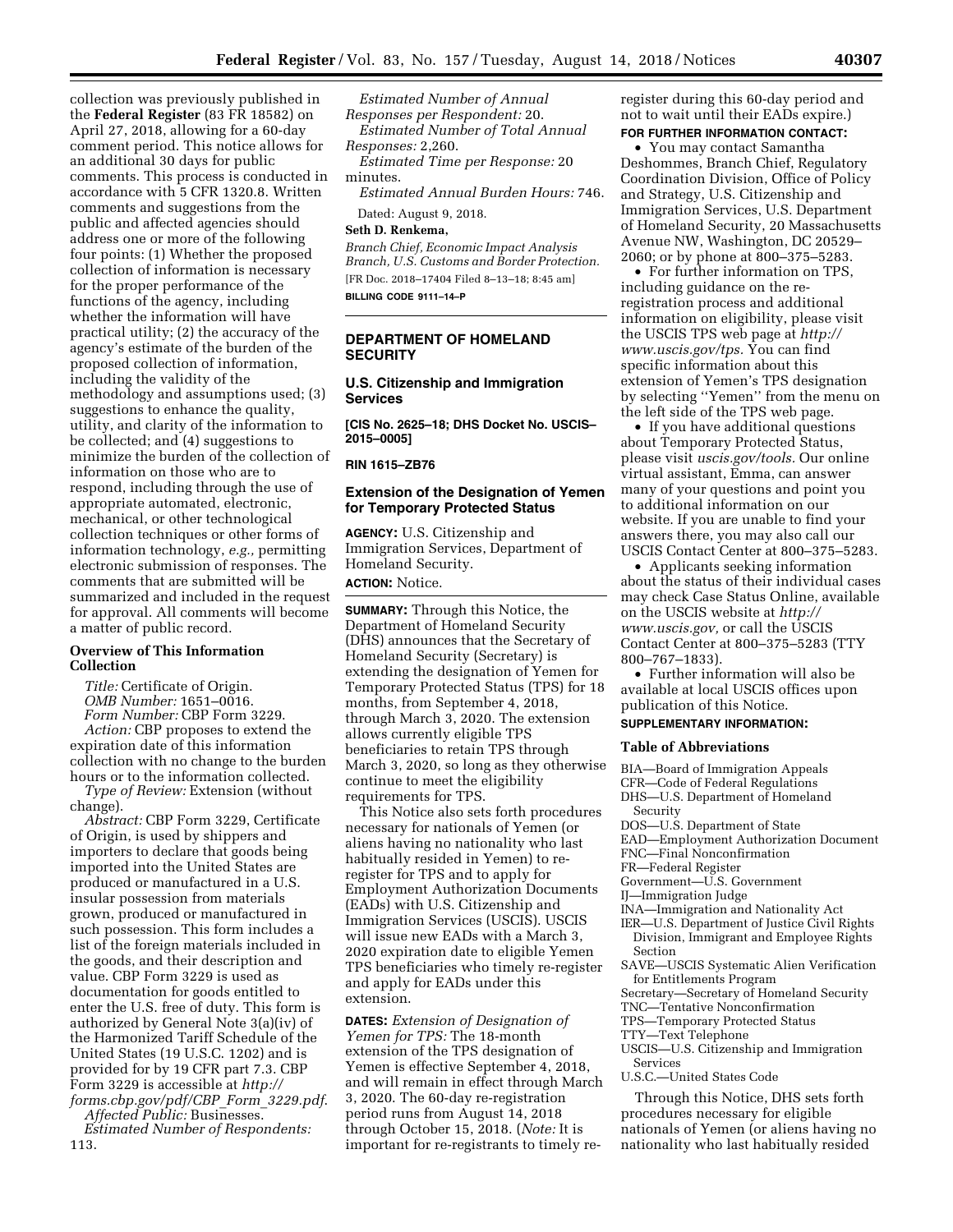collection was previously published in the **Federal Register** (83 FR 18582) on April 27, 2018, allowing for a 60-day comment period. This notice allows for an additional 30 days for public comments. This process is conducted in accordance with 5 CFR 1320.8. Written comments and suggestions from the public and affected agencies should address one or more of the following four points: (1) Whether the proposed collection of information is necessary for the proper performance of the functions of the agency, including whether the information will have practical utility; (2) the accuracy of the agency's estimate of the burden of the proposed collection of information, including the validity of the methodology and assumptions used; (3) suggestions to enhance the quality, utility, and clarity of the information to be collected; and (4) suggestions to minimize the burden of the collection of information on those who are to respond, including through the use of appropriate automated, electronic, mechanical, or other technological collection techniques or other forms of information technology, *e.g.,* permitting electronic submission of responses. The comments that are submitted will be summarized and included in the request for approval. All comments will become a matter of public record.

### Overview of This Information Collection

*Title:* Certificate of Origin.

*OMB Number:* 1651–0016.

*Form Number:* CBP Form 3229.

*Action:* CBP proposes to extend the expiration date of this information collection with no change to the burden hours or to the information collected.

*Type of Review:* Extension (without change).

*Abstract:* CBP Form 3229, Certificate of Origin, is used by shippers and importers to declare that goods being imported into the United States are produced or manufactured in a U.S. insular possession from materials grown, produced or manufactured in such possession. This form includes a list of the foreign materials included in the goods, and their description and value. CBP Form 3229 is used as documentation for goods entitled to enter the U.S. free of duty. This form is authorized by General Note 3(a)(iv) of the Harmonized Tariff Schedule of the United States (19 U.S.C. 1202) and is provided for by 19 CFR part 7.3. CBP Form 3229 is accessible at *http://forms.cbp.gov/pdf/CBP_Form_3229.pdf.*

*Affected Public:* Businesses.

*Estimated Number of Respondents:* 113.

*Estimated Number of Annual Responses per Respondent:* 20.

*Estimated Number of Total Annual Responses:* 2,260.

*Estimated Time per Response:* 20 minutes.

*Estimated Annual Burden Hours:* 746.

Dated: August 9, 2018.

**Seth D. Renkema,**

*Branch Chief, Economic Impact Analysis Branch, U.S. Customs and Border Protection.*

[FR Doc. 2018–17404 Filed 8–13–18; 8:45 am]

**BILLING CODE 9111–14–P**

## DEPARTMENT OF HOMELAND SECURITY

### U.S. Citizenship and Immigration Services

**[CIS No. 2625–18; DHS Docket No. USCIS–2015–0005]**

**RIN 1615–ZB76**

### Extension of the Designation of Yemen for Temporary Protected Status

**AGENCY:** U.S. Citizenship and Immigration Services, Department of Homeland Security.

**ACTION:** Notice.

**SUMMARY:** Through this Notice, the Department of Homeland Security (DHS) announces that the Secretary of Homeland Security (Secretary) is extending the designation of Yemen for Temporary Protected Status (TPS) for 18 months, from September 4, 2018, through March 3, 2020. The extension allows currently eligible TPS beneficiaries to retain TPS through March 3, 2020, so long as they otherwise continue to meet the eligibility requirements for TPS.

This Notice also sets forth procedures necessary for nationals of Yemen (or aliens having no nationality who last habitually resided in Yemen) to re-register for TPS and to apply for Employment Authorization Documents (EADs) with U.S. Citizenship and Immigration Services (USCIS). USCIS will issue new EADs with a March 3, 2020 expiration date to eligible Yemen TPS beneficiaries who timely re-register and apply for EADs under this extension.

**DATES:** *Extension of Designation of Yemen for TPS:* The 18-month extension of the TPS designation of Yemen is effective September 4, 2018, and will remain in effect through March 3, 2020. The 60-day re-registration period runs from August 14, 2018 through October 15, 2018. (*Note:* It is important for re-registrants to timely re-register during this 60-day period and not to wait until their EADs expire.)

**FOR FURTHER INFORMATION CONTACT:**

- You may contact Samantha Deshommes, Branch Chief, Regulatory Coordination Division, Office of Policy and Strategy, U.S. Citizenship and Immigration Services, U.S. Department of Homeland Security, 20 Massachusetts Avenue NW, Washington, DC 20529–2060; or by phone at 800–375–5283.
- For further information on TPS, including guidance on the re-registration process and additional information on eligibility, please visit the USCIS TPS web page at *http://www.uscis.gov/tps.* You can find specific information about this extension of Yemen's TPS designation by selecting ''Yemen'' from the menu on the left side of the TPS web page.
- If you have additional questions about Temporary Protected Status, please visit *uscis.gov/tools.* Our online virtual assistant, Emma, can answer many of your questions and point you to additional information on our website. If you are unable to find your answers there, you may also call our USCIS Contact Center at 800–375–5283.
- Applicants seeking information about the status of their individual cases may check Case Status Online, available on the USCIS website at *http://www.uscis.gov,* or call the USCIS Contact Center at 800–375–5283 (TTY 800–767–1833).
- Further information will also be available at local USCIS offices upon publication of this Notice.

**SUPPLEMENTARY INFORMATION:**

### Table of Abbreviations

BIA—Board of Immigration Appeals
CFR—Code of Federal Regulations
DHS—U.S. Department of Homeland Security
DOS—U.S. Department of State
EAD—Employment Authorization Document
FNC—Final Nonconfirmation
FR—Federal Register
Government—U.S. Government
IJ—Immigration Judge
INA—Immigration and Nationality Act
IER—U.S. Department of Justice Civil Rights Division, Immigrant and Employee Rights Section
SAVE—USCIS Systematic Alien Verification for Entitlements Program
Secretary—Secretary of Homeland Security
TNC—Tentative Nonconfirmation
TPS—Temporary Protected Status
TTY—Text Telephone
USCIS—U.S. Citizenship and Immigration Services
U.S.C.—United States Code

Through this Notice, DHS sets forth procedures necessary for eligible nationals of Yemen (or aliens having no nationality who last habitually resided